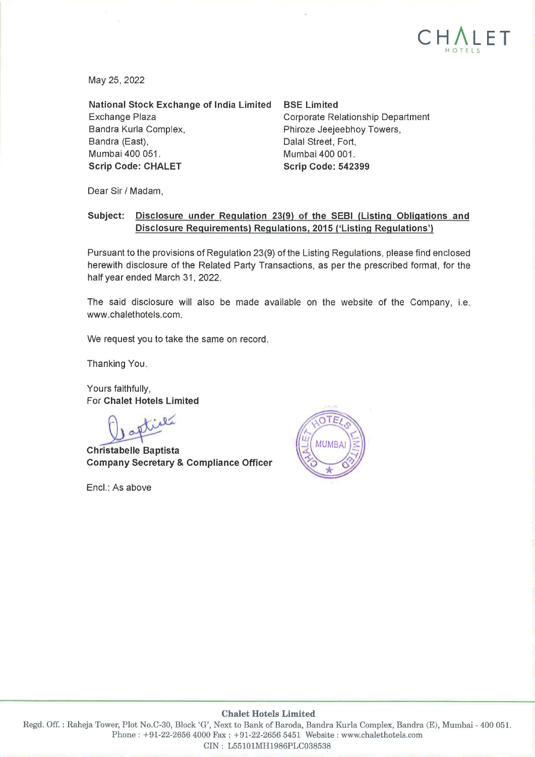May 25, 2022

**National Stock Exchange of India Limited**
Exchange Plaza
Bandra Kurla Complex,
Bandra (East),
Mumbai 400 051.
**Scrip Code: CHALET**

**BSE Limited**
Corporate Relationship Department
Phiroze Jeejeebhoy Towers,
Dalal Street, Fort,
Mumbai 400 001.
**Scrip Code: 542399**

Dear Sir / Madam,

**Subject: Disclosure under Regulation 23(9) of the SEBI (Listing Obligations and Disclosure Requirements) Regulations, 2015 ('Listing Regulations')**

Pursuant to the provisions of Regulation 23(9) of the Listing Regulations, please find enclosed herewith disclosure of the Related Party Transactions, as per the prescribed format, for the half year ended March 31, 2022.

The said disclosure will also be made available on the website of the Company, i.e. www.chalethotels.com.

We request you to take the same on record.

Thanking You.

Yours faithfully,
For **Chalet Hotels Limited**

**Christabelle Baptista**
**Company Secretary & Compliance Officer**

Encl.: As above

**Chalet Hotels Limited**
Regd. Off. : Raheja Tower, Plot No.C-30, Block 'G', Next to Bank of Baroda, Bandra Kurla Complex, Bandra (E), Mumbai - 400 051.
Phone : +91-22-2656 4000 Fax : +91-22-2656 5451 Website : www.chalethotels.com
CIN : L55101MH1986PLC038538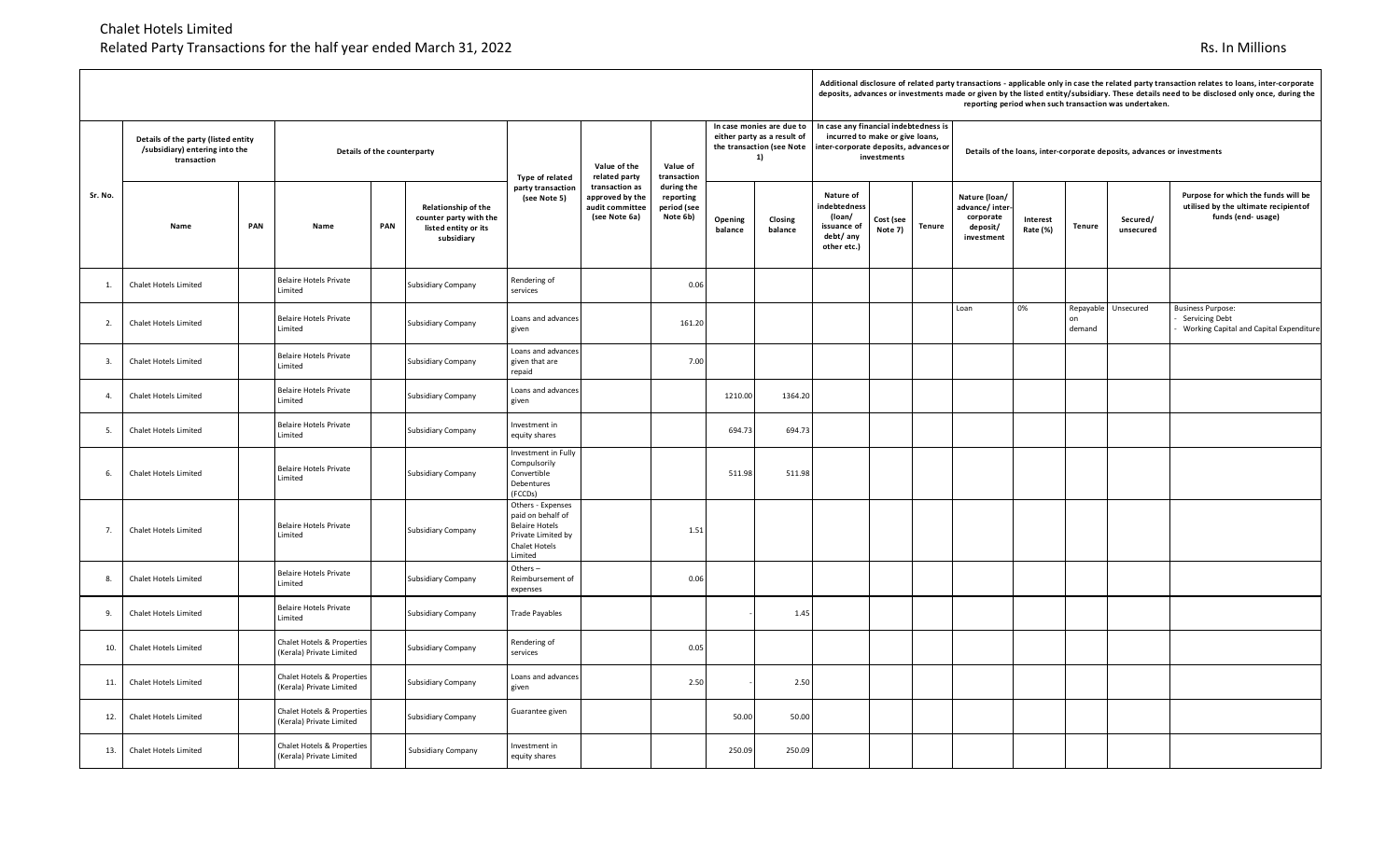# Chalet Hotels Limited

## Related Party Transactions for the half year ended March 31, 2022

Rs. In Millions

| Sr. No. | Details of the party (listed entity /subsidiary) entering into the transaction | | Details of the counterparty | | | Type of related party transaction (see Note 5) | Value of the related party transaction as approved by the audit committee (see Note 6a) | Value of transaction during the reporting period (see Note 6b) | In case monies are due to either party as a result of the transaction (see Note 1) | | Additional disclosure of related party transactions - applicable only in case the related party transaction relates to loans, inter-corporate deposits, advances or investments made or given by the listed entity/subsidiary. These details need to be disclosed only once, during the reporting period when such transaction was undertaken. | | | | | | | |
|---|---|---|---|---|---|---|---|---|---|---|---|---|---|---|---|---|---|---|
| | | | | | | | | | | | In case any financial indebtedness is incurred to make or give loans, inter-corporate deposits, advances or investments | | | Details of the loans, inter-corporate deposits, advances or investments | | | | |
| | Name | PAN | Name | PAN | Relationship of the counter party with the listed entity or its subsidiary | | | | Opening balance | Closing balance | Nature of indebtedness (loan/ issuance of debt/ any other etc.) | Cost (see Note 7) | Tenure | Nature (loan/ advance/ inter-corporate deposit/ investment | Interest Rate (%) | Tenure | Secured/ unsecured | Purpose for which the funds will be utilised by the ultimate recipient of funds (end- usage) |
| 1. | Chalet Hotels Limited | | Belaire Hotels Private Limited | | Subsidiary Company | Rendering of services | | 0.06 | | | | | | | | | | |
| 2. | Chalet Hotels Limited | | Belaire Hotels Private Limited | | Subsidiary Company | Loans and advances given | | 161.20 | | | | | | Loan | 0% | Repayable on demand | Unsecured | Business Purpose: - Servicing Debt - Working Capital and Capital Expenditure |
| 3. | Chalet Hotels Limited | | Belaire Hotels Private Limited | | Subsidiary Company | Loans and advances given that are repaid | | 7.00 | | | | | | | | | | |
| 4. | Chalet Hotels Limited | | Belaire Hotels Private Limited | | Subsidiary Company | Loans and advances given | | | 1210.00 | 1364.20 | | | | | | | | |
| 5. | Chalet Hotels Limited | | Belaire Hotels Private Limited | | Subsidiary Company | Investment in equity shares | | | 694.73 | 694.73 | | | | | | | | |
| 6. | Chalet Hotels Limited | | Belaire Hotels Private Limited | | Subsidiary Company | Investment in Fully Compulsorily Convertible Debentures (FCCDs) | | | 511.98 | 511.98 | | | | | | | | |
| 7. | Chalet Hotels Limited | | Belaire Hotels Private Limited | | Subsidiary Company | Others - Expenses paid on behalf of Belaire Hotels Private Limited by Chalet Hotels Limited | | 1.51 | | | | | | | | | | |
| 8. | Chalet Hotels Limited | | Belaire Hotels Private Limited | | Subsidiary Company | Others – Reimbursement of expenses | | 0.06 | | | | | | | | | | |
| 9. | Chalet Hotels Limited | | Belaire Hotels Private Limited | | Subsidiary Company | Trade Payables | | | - | 1.45 | | | | | | | | |
| 10. | Chalet Hotels Limited | | Chalet Hotels & Properties (Kerala) Private Limited | | Subsidiary Company | Rendering of services | | 0.05 | | | | | | | | | | |
| 11. | Chalet Hotels Limited | | Chalet Hotels & Properties (Kerala) Private Limited | | Subsidiary Company | Loans and advances given | | 2.50 | - | 2.50 | | | | | | | | |
| 12. | Chalet Hotels Limited | | Chalet Hotels & Properties (Kerala) Private Limited | | Subsidiary Company | Guarantee given | | | 50.00 | 50.00 | | | | | | | | |
| 13. | Chalet Hotels Limited | | Chalet Hotels & Properties (Kerala) Private Limited | | Subsidiary Company | Investment in equity shares | | | 250.09 | 250.09 | | | | | | | | |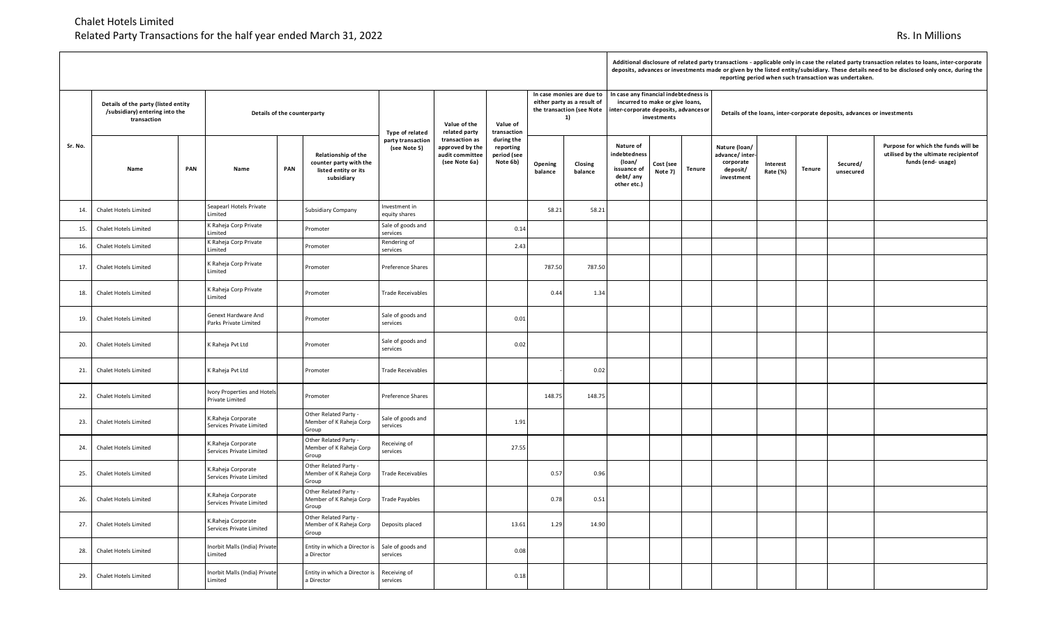# Chalet Hotels Limited

## Related Party Transactions for the half year ended March 31, 2022

Rs. In Millions

| Sr. No. | Details of the party (listed entity /(subsidiary) entering into the transaction | | Details of the counterparty | | | Type of related party transaction (see Note 5) | Value of the related party transaction as approved by the audit committee (see Note 6a) | Value of transaction during the reporting period (see Note 6b) | In case monies are due to either party as a result of the transaction (see Note 1) | | Additional disclosure of related party transactions - applicable only in case the related party transaction relates to loans, inter-corporate deposits, advances or investments made or given by the listed entity/subsidiary. These details need to be disclosed only once, during the reporting period when such transaction was undertaken. In case any financial indebtedness is incurred to make or give loans, inter-corporate deposits, advances or investments | | | Details of the loans, inter-corporate deposits, advances or investments | | | | |
|---|---|---|---|---|---|---|---|---|---|---|---|---|---|---|---|---|---|---|
| | Name | PAN | Name | PAN | Relationship of the counter party with the listed entity or its subsidiary | | | | Opening balance | Closing balance | Nature of indebtedness (loan/ issuance of debt/ any other etc.) | Cost (see Note 7) | Tenure | Nature (loan/ advance/ inter-corporate deposit/ investment | Interest Rate (%) | Tenure | Secured/ unsecured | Purpose for which the funds will be utilised by the ultimate recipient of funds (end- usage) |
| 14. | Chalet Hotels Limited | | Seapearl Hotels Private Limited | | Subsidiary Company | Investment in equity shares | | | 58.21 | 58.21 | | | | | | | | |
| 15. | Chalet Hotels Limited | | K Raheja Corp Private Limited | | Promoter | Sale of goods and services | | 0.14 | | | | | | | | | | |
| 16. | Chalet Hotels Limited | | K Raheja Corp Private Limited | | Promoter | Rendering of services | | 2.43 | | | | | | | | | | |
| 17. | Chalet Hotels Limited | | K Raheja Corp Private Limited | | Promoter | Preference Shares | | | 787.50 | 787.50 | | | | | | | | |
| 18. | Chalet Hotels Limited | | K Raheja Corp Private Limited | | Promoter | Trade Receivables | | | 0.44 | 1.34 | | | | | | | | |
| 19. | Chalet Hotels Limited | | Genext Hardware And Parks Private Limited | | Promoter | Sale of goods and services | | 0.01 | | | | | | | | | | |
| 20. | Chalet Hotels Limited | | K Raheja Pvt Ltd | | Promoter | Sale of goods and services | | 0.02 | | | | | | | | | | |
| 21. | Chalet Hotels Limited | | K Raheja Pvt Ltd | | Promoter | Trade Receivables | | | - | 0.02 | | | | | | | | |
| 22. | Chalet Hotels Limited | | Ivory Properties and Hotels Private Limited | | Promoter | Preference Shares | | | 148.75 | 148.75 | | | | | | | | |
| 23. | Chalet Hotels Limited | | K.Raheja Corporate Services Private Limited | | Other Related Party - Member of K Raheja Corp Group | Sale of goods and services | | 1.91 | | | | | | | | | | |
| 24. | Chalet Hotels Limited | | K.Raheja Corporate Services Private Limited | | Other Related Party - Member of K Raheja Corp Group | Receiving of services | | 27.55 | | | | | | | | | | |
| 25. | Chalet Hotels Limited | | K.Raheja Corporate Services Private Limited | | Other Related Party - Member of K Raheja Corp Group | Trade Receivables | | | 0.57 | 0.96 | | | | | | | | |
| 26. | Chalet Hotels Limited | | K.Raheja Corporate Services Private Limited | | Other Related Party - Member of K Raheja Corp Group | Trade Payables | | | 0.78 | 0.51 | | | | | | | | |
| 27. | Chalet Hotels Limited | | K.Raheja Corporate Services Private Limited | | Other Related Party - Member of K Raheja Corp Group | Deposits placed | | 13.61 | 1.29 | 14.90 | | | | | | | | |
| 28. | Chalet Hotels Limited | | Inorbit Malls (India) Private Limited | | Entity in which a Director is a Director | Sale of goods and services | | 0.08 | | | | | | | | | | |
| 29. | Chalet Hotels Limited | | Inorbit Malls (India) Private Limited | | Entity in which a Director is a Director | Receiving of services | | 0.18 | | | | | | | | | | |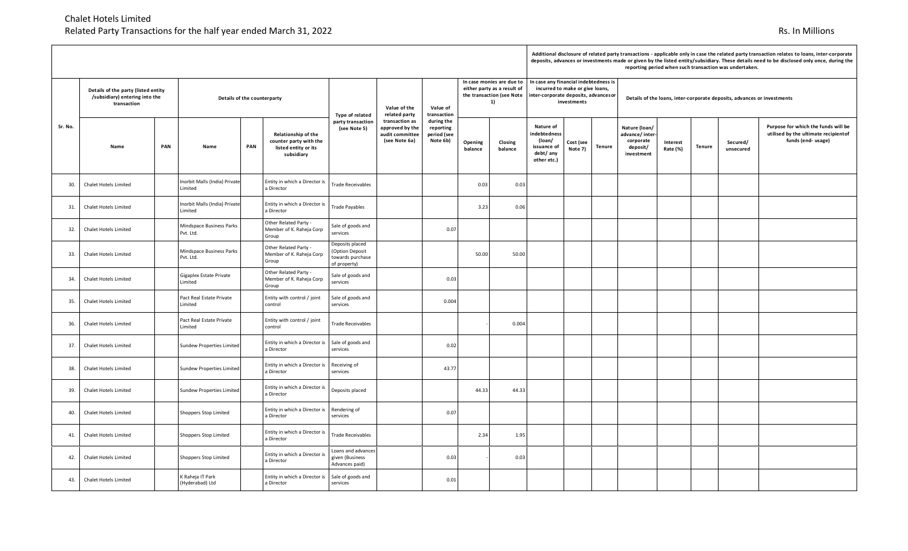# Chalet Hotels Limited

## Related Party Transactions for the half year ended March 31, 2022

Rs. In Millions

| Sr. No. | Details of the party (listed entity /(subsidiary) entering into the transaction | | Details of the counterparty | | | Type of related party transaction (see Note 5) | Value of the related party transaction as approved by the audit committee (see Note 6a) | Value of transaction during the reporting period (see Note 6b) | In case monies are due to either party as a result of the transaction (see Note 1) | | Additional disclosure of related party transactions - applicable only in case the related party transaction relates to loans, inter-corporate deposits, advances or investments made or given by the listed entity/subsidiary. These details need to be disclosed only once, during the reporting period when such transaction was undertaken. In case any financial indebtedness is incurred to make or give loans, inter-corporate deposits, advances or investments | | | Details of the loans, inter-corporate deposits, advances or investments | | | | |
|---|---|---|---|---|---|---|---|---|---|---|---|---|---|---|---|---|---|---|
| | Name | PAN | Name | PAN | Relationship of the counter party with the listed entity or its subsidiary | | | | Opening balance | Closing balance | Nature of indebtedness (loan/ issuance of debt/ any other etc.) | Cost (see Note 7) | Tenure | Nature (loan/ advance/ inter-corporate deposit/ investment | Interest Rate (%) | Tenure | Secured/ unsecured | Purpose for which the funds will be utilised by the ultimate recipient of funds (end- usage) |
| 30. | Chalet Hotels Limited | | Inorbit Malls (India) Private Limited | | Entity in which a Director is a Director | Trade Receivables | | | 0.03 | 0.03 | | | | | | | | |
| 31. | Chalet Hotels Limited | | Inorbit Malls (India) Private Limited | | Entity in which a Director is a Director | Trade Payables | | | 3.23 | 0.06 | | | | | | | | |
| 32. | Chalet Hotels Limited | | Mindspace Business Parks Pvt. Ltd. | | Other Related Party - Member of K. Raheja Corp Group | Sale of goods and services | | 0.07 | | | | | | | | | | |
| 33. | Chalet Hotels Limited | | Mindspace Business Parks Pvt. Ltd. | | Other Related Party - Member of K. Raheja Corp Group | Deposits placed (Option Deposit towards purchase of property) | | | 50.00 | 50.00 | | | | | | | | |
| 34. | Chalet Hotels Limited | | Gigaplex Estate Private Limited | | Other Related Party - Member of K. Raheja Corp Group | Sale of goods and services | | 0.03 | | | | | | | | | | |
| 35. | Chalet Hotels Limited | | Pact Real Estate Private Limited | | Entity with control / joint control | Sale of goods and services | | 0.004 | | | | | | | | | | |
| 36. | Chalet Hotels Limited | | Pact Real Estate Private Limited | | Entity with control / joint control | Trade Receivables | | | - | 0.004 | | | | | | | | |
| 37. | Chalet Hotels Limited | | Sundew Properties Limited | | Entity in which a Director is a Director | Sale of goods and services | | 0.02 | | | | | | | | | | |
| 38. | Chalet Hotels Limited | | Sundew Properties Limited | | Entity in which a Director is a Director | Receiving of services | | 43.77 | | | | | | | | | | |
| 39. | Chalet Hotels Limited | | Sundew Properties Limited | | Entity in which a Director is a Director | Deposits placed | | | 44.33 | 44.33 | | | | | | | | |
| 40. | Chalet Hotels Limited | | Shoppers Stop Limited | | Entity in which a Director is a Director | Rendering of services | | 0.07 | | | | | | | | | | |
| 41. | Chalet Hotels Limited | | Shoppers Stop Limited | | Entity in which a Director is a Director | Trade Receivables | | | 2.34 | 1.95 | | | | | | | | |
| 42. | Chalet Hotels Limited | | Shoppers Stop Limited | | Entity in which a Director is a Director | Loans and advances given (Business Advances paid) | | 0.03 | - | 0.03 | | | | | | | | |
| 43. | Chalet Hotels Limited | | K Raheja IT Park (Hyderabad) Ltd | | Entity in which a Director is a Director | Sale of goods and services | | 0.01 | | | | | | | | | | |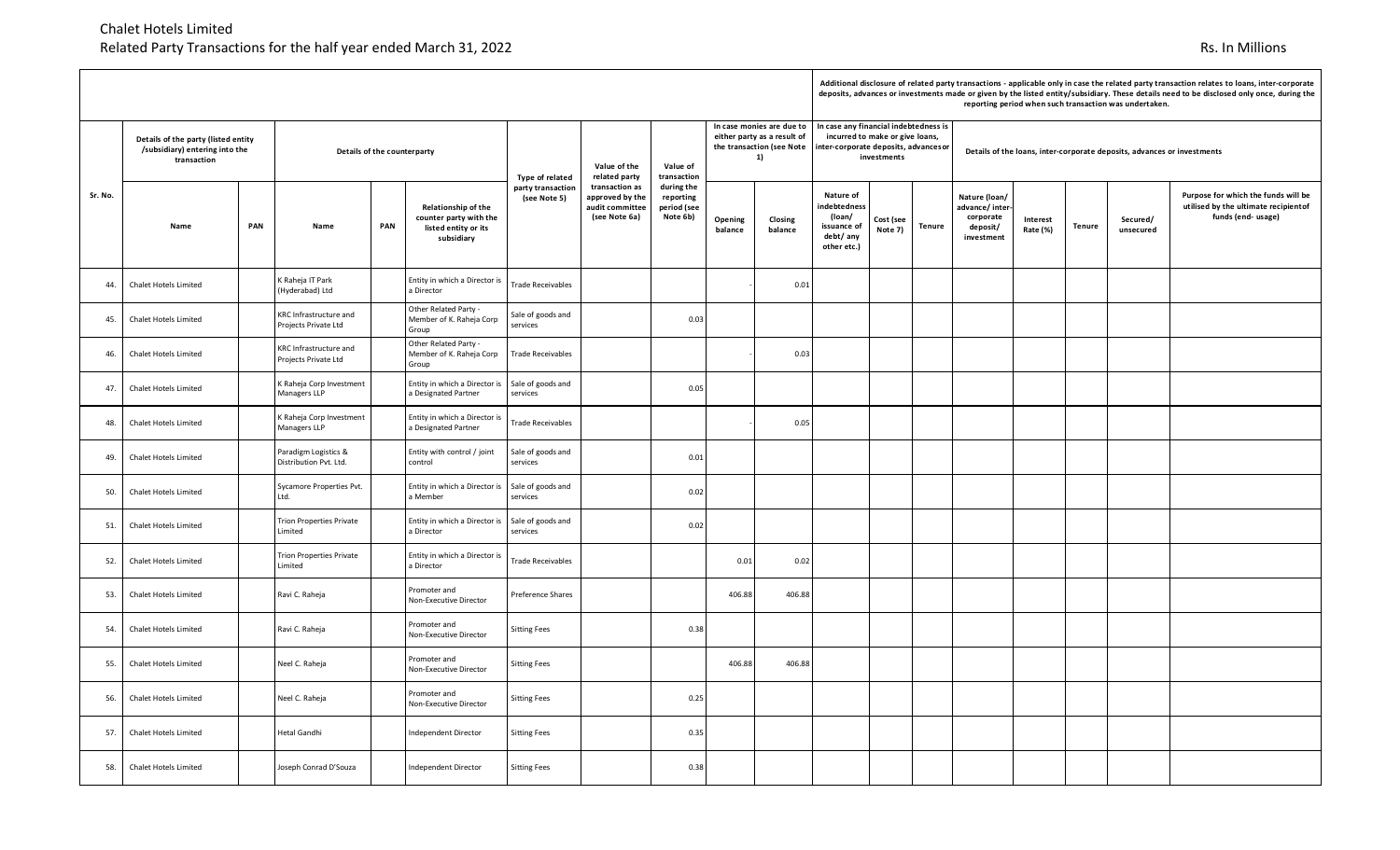# Chalet Hotels Limited

## Related Party Transactions for the half year ended March 31, 2022

Rs. In Millions

| Sr. No. | Details of the party (listed entity /subsidiary) entering into the transaction | | Details of the counterparty | | | Type of related party transaction (see Note 5) | Value of the related party transaction as approved by the audit committee (see Note 6a) | Value of transaction during the reporting period (see Note 6b) | In case monies are due to either party as a result of the transaction (see Note 1) | | Additional disclosure of related party transactions - applicable only in case the related party transaction relates to loans, inter-corporate deposits, advances or investments made or given by the listed entity/subsidiary. These details need to be disclosed only once, during the reporting period when such transaction was undertaken. In case any financial indebtedness is incurred to make or give loans, inter-corporate deposits, advances or investments | | | Details of the loans, inter-corporate deposits, advances or investments | | | | |
|---|---|---|---|---|---|---|---|---|---|---|---|---|---|---|---|---|---|---|
| | Name | PAN | Name | PAN | Relationship of the counter party with the listed entity or its subsidiary | | | | Opening balance | Closing balance | Nature of indebtedness (loan/ issuance of debt/ any other etc.) | Cost (see Note 7) | Tenure | Nature (loan/ advance/ inter-corporate deposit/ investment | Interest Rate (%) | Tenure | Secured/ unsecured | Purpose for which the funds will be utilised by the ultimate recipient of funds (end- usage) |
| 44. | Chalet Hotels Limited | | K Raheja IT Park (Hyderabad) Ltd | | Entity in which a Director is a Director | Trade Receivables | | | - | 0.01 | | | | | | | | |
| 45. | Chalet Hotels Limited | | KRC Infrastructure and Projects Private Ltd | | Other Related Party - Member of K. Raheja Corp Group | Sale of goods and services | | 0.03 | | | | | | | | | | |
| 46. | Chalet Hotels Limited | | KRC Infrastructure and Projects Private Ltd | | Other Related Party - Member of K. Raheja Corp Group | Trade Receivables | | | - | 0.03 | | | | | | | | |
| 47. | Chalet Hotels Limited | | K Raheja Corp Investment Managers LLP | | Entity in which a Director is a Designated Partner | Sale of goods and services | | 0.05 | | | | | | | | | | |
| 48. | Chalet Hotels Limited | | K Raheja Corp Investment Managers LLP | | Entity in which a Director is a Designated Partner | Trade Receivables | | | - | 0.05 | | | | | | | | |
| 49. | Chalet Hotels Limited | | Paradigm Logistics & Distribution Pvt. Ltd. | | Entity with control / joint control | Sale of goods and services | | 0.01 | | | | | | | | | | |
| 50. | Chalet Hotels Limited | | Sycamore Properties Pvt. Ltd. | | Entity in which a Director is a Member | Sale of goods and services | | 0.02 | | | | | | | | | | |
| 51. | Chalet Hotels Limited | | Trion Properties Private Limited | | Entity in which a Director is a Director | Sale of goods and services | | 0.02 | | | | | | | | | | |
| 52. | Chalet Hotels Limited | | Trion Properties Private Limited | | Entity in which a Director is a Director | Trade Receivables | | | 0.01 | 0.02 | | | | | | | | |
| 53. | Chalet Hotels Limited | | Ravi C. Raheja | | Promoter and Non-Executive Director | Preference Shares | | | 406.88 | 406.88 | | | | | | | | |
| 54. | Chalet Hotels Limited | | Ravi C. Raheja | | Promoter and Non-Executive Director | Sitting Fees | | 0.38 | | | | | | | | | | |
| 55. | Chalet Hotels Limited | | Neel C. Raheja | | Promoter and Non-Executive Director | Sitting Fees | | | 406.88 | 406.88 | | | | | | | | |
| 56. | Chalet Hotels Limited | | Neel C. Raheja | | Promoter and Non-Executive Director | Sitting Fees | | 0.25 | | | | | | | | | | |
| 57. | Chalet Hotels Limited | | Hetal Gandhi | | Independent Director | Sitting Fees | | 0.35 | | | | | | | | | | |
| 58. | Chalet Hotels Limited | | Joseph Conrad D'Souza | | Independent Director | Sitting Fees | | 0.38 | | | | | | | | | | |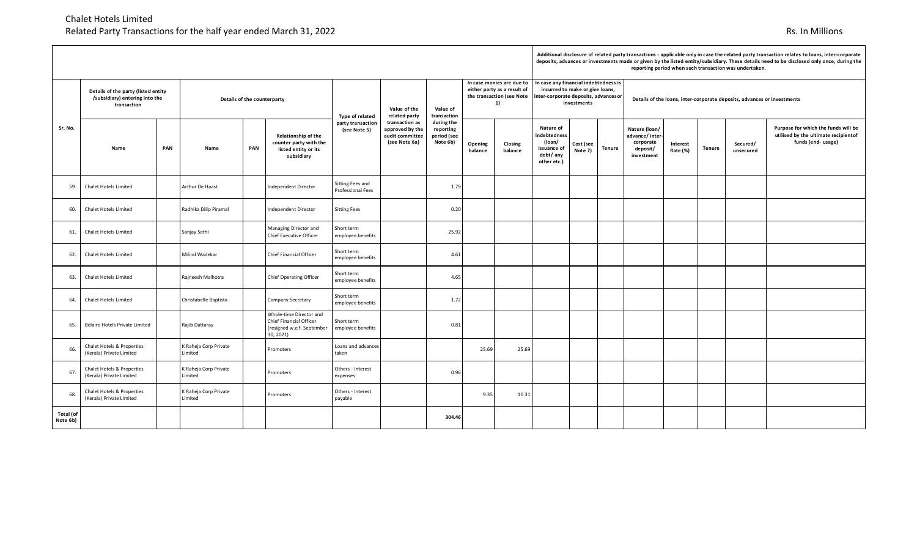# Chalet Hotels Limited

## Related Party Transactions for the half year ended March 31, 2022

Rs. In Millions

| Sr. No. | Details of the party (listed entity /subsidiary) entering into the transaction | | Details of the counterparty | | | Type of related party transaction (see Note 5) | Value of the related party transaction as approved by the audit committee (see Note 6a) | Value of transaction during the reporting period (see Note 6b) | In case monies are due to either party as a result of the transaction (see Note 1) | | Additional disclosure of related party transactions - applicable only in case the related party transaction relates to loans, inter-corporate deposits, advances or investments made or given by the listed entity/subsidiary. These details need to be disclosed only once, during the reporting period when such transaction was undertaken. In case any financial indebtedness is incurred to make or give loans, inter-corporate deposits, advances or investments | | | Details of the loans, inter-corporate deposits, advances or investments | | | | |
|---|---|---|---|---|---|---|---|---|---|---|---|---|---|---|---|---|---|---|
| | Name | PAN | Name | PAN | Relationship of the counter party with the listed entity or its subsidiary | | | | Opening balance | Closing balance | Nature of indebtedness (loan/ issuance of debt/ any other etc.) | Cost (see Note 7) | Tenure | Nature (loan/ advance/ inter-corporate deposit/ investment | Interest Rate (%) | Tenure | Secured/ unsecured | Purpose for which the funds will be utilised by the ultimate recipient of funds (end- usage) |
| 59. | Chalet Hotels Limited | | Arthur De Haast | | Independent Director | Sitting Fees and Professional Fees | | 1.79 | | | | | | | | | | |
| 60. | Chalet Hotels Limited | | Radhika Dilip Piramal | | Independent Director | Sitting Fees | | 0.20 | | | | | | | | | | |
| 61. | Chalet Hotels Limited | | Sanjay Sethi | | Managing Director and Chief Executive Officer | Short term employee benefits | | 25.92 | | | | | | | | | | |
| 62. | Chalet Hotels Limited | | Milind Wadekar | | Chief Financial Officer | Short term employee benefits | | 4.61 | | | | | | | | | | |
| 63. | Chalet Hotels Limited | | Rajneesh Malhotra | | Chief Operating Officer | Short term employee benefits | | 4.65 | | | | | | | | | | |
| 64. | Chalet Hotels Limited | | Christabelle Baptista | | Company Secretary | Short term employee benefits | | 1.72 | | | | | | | | | | |
| 65. | Belaire Hotels Private Limited | | Rajib Dattaray | | Whole-time Director and Chief Financial Officer (resigned w.e.f. September 30, 2021) | Short term employee benefits | | 0.81 | | | | | | | | | | |
| 66. | Chalet Hotels & Properties (Kerala) Private Limited | | K Raheja Corp Private Limited | | Promoters | Loans and advances taken | | | 25.69 | 25.69 | | | | | | | | |
| 67. | Chalet Hotels & Properties (Kerala) Private Limited | | K Raheja Corp Private Limited | | Promoters | Others - Interest expenses | | 0.96 | | | | | | | | | | |
| 68. | Chalet Hotels & Properties (Kerala) Private Limited | | K Raheja Corp Private Limited | | Promoters | Others - Interest payable | | | 9.35 | 10.31 | | | | | | | | |
| Total (of Note 6b) | | | | | | | | 304.46 | | | | | | | | | | |